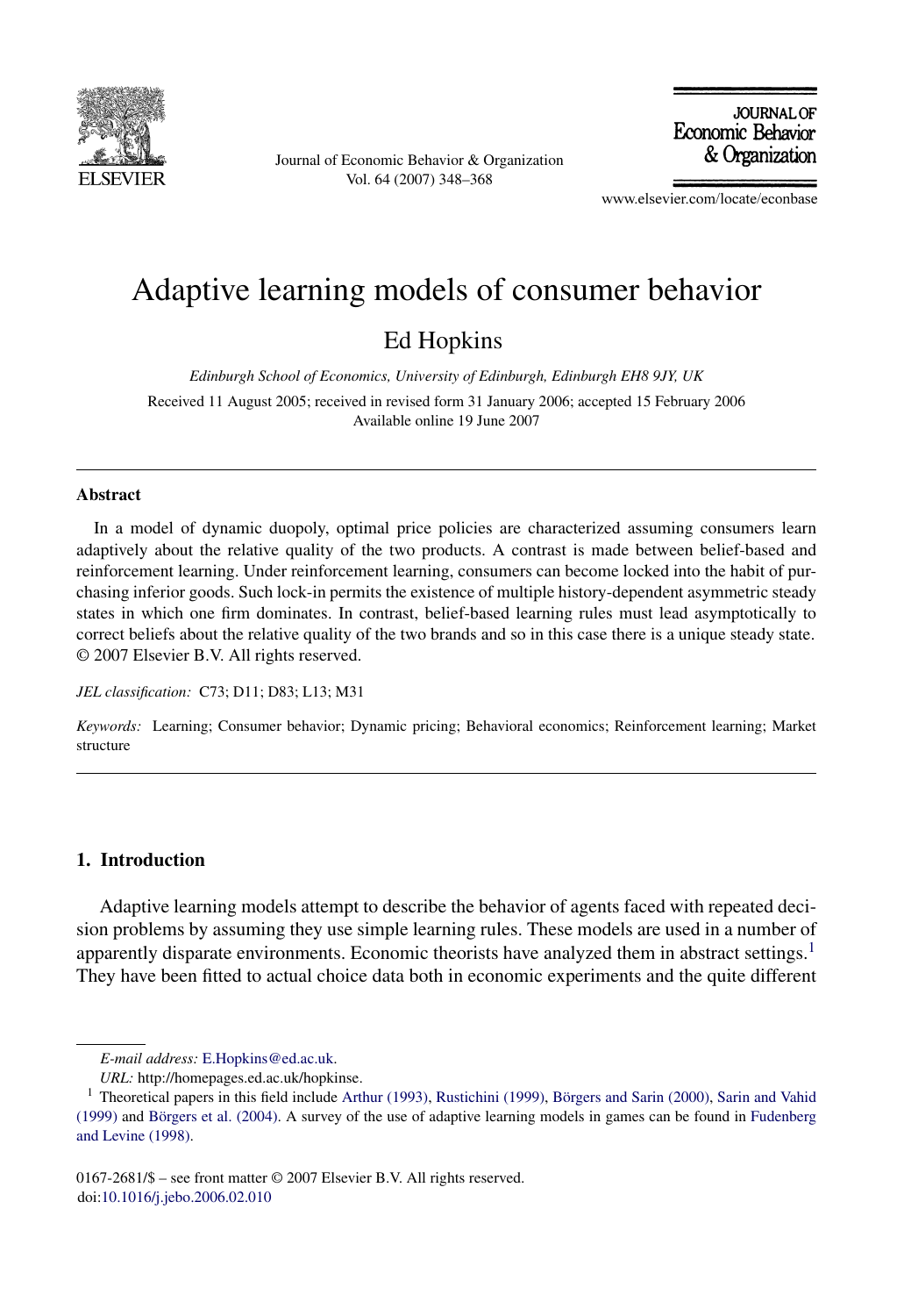# Adaptive learning models of consumer behavior

Ed Hopkins

*Edinburgh School of Economics, University of Edinburgh, Edinburgh EH8 9JY, UK*

Received 11 August 2005; received in revised form 31 January 2006; accepted 15 February 2006
Available online 19 June 2007

## Abstract

In a model of dynamic duopoly, optimal price policies are characterized assuming consumers learn adaptively about the relative quality of the two products. A contrast is made between belief-based and reinforcement learning. Under reinforcement learning, consumers can become locked into the habit of purchasing inferior goods. Such lock-in permits the existence of multiple history-dependent asymmetric steady states in which one firm dominates. In contrast, belief-based learning rules must lead asymptotically to correct beliefs about the relative quality of the two brands and so in this case there is a unique steady state.
© 2007 Elsevier B.V. All rights reserved.

*JEL classification:* C73; D11; D83; L13; M31

*Keywords:* Learning; Consumer behavior; Dynamic pricing; Behavioral economics; Reinforcement learning; Market structure

## 1. Introduction

Adaptive learning models attempt to describe the behavior of agents faced with repeated decision problems by assuming they use simple learning rules. These models are used in a number of apparently disparate environments. Economic theorists have analyzed them in abstract settings.[1] They have been fitted to actual choice data both in economic experiments and the quite different

*E-mail address:* E.Hopkins@ed.ac.uk.

*URL:* http://homepages.ed.ac.uk/hopkinse.

[1] Theoretical papers in this field include Arthur (1993), Rustichini (1999), Börgers and Sarin (2000), Sarin and Vahid (1999) and Börgers et al. (2004). A survey of the use of adaptive learning models in games can be found in Fudenberg and Levine (1998).

0167-2681/$ – see front matter © 2007 Elsevier B.V. All rights reserved.
doi:10.1016/j.jebo.2006.02.010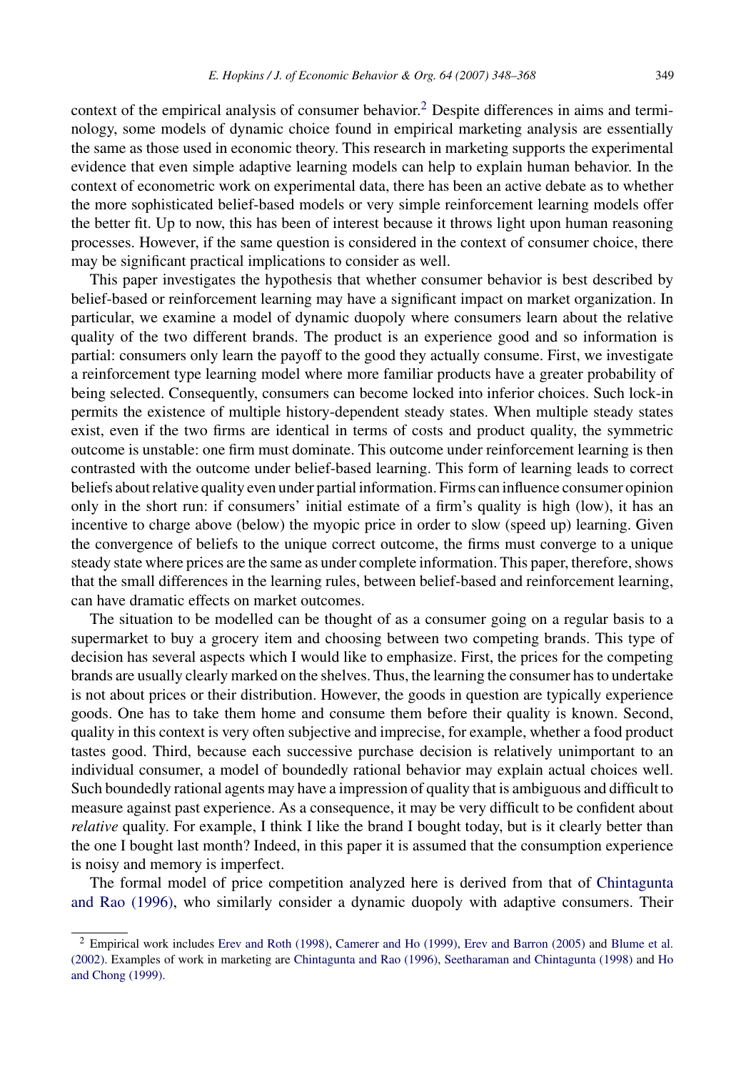context of the empirical analysis of consumer behavior.[2] Despite differences in aims and terminology, some models of dynamic choice found in empirical marketing analysis are essentially the same as those used in economic theory. This research in marketing supports the experimental evidence that even simple adaptive learning models can help to explain human behavior. In the context of econometric work on experimental data, there has been an active debate as to whether the more sophisticated belief-based models or very simple reinforcement learning models offer the better fit. Up to now, this has been of interest because it throws light upon human reasoning processes. However, if the same question is considered in the context of consumer choice, there may be significant practical implications to consider as well.

This paper investigates the hypothesis that whether consumer behavior is best described by belief-based or reinforcement learning may have a significant impact on market organization. In particular, we examine a model of dynamic duopoly where consumers learn about the relative quality of the two different brands. The product is an experience good and so information is partial: consumers only learn the payoff to the good they actually consume. First, we investigate a reinforcement type learning model where more familiar products have a greater probability of being selected. Consequently, consumers can become locked into inferior choices. Such lock-in permits the existence of multiple history-dependent steady states. When multiple steady states exist, even if the two firms are identical in terms of costs and product quality, the symmetric outcome is unstable: one firm must dominate. This outcome under reinforcement learning is then contrasted with the outcome under belief-based learning. This form of learning leads to correct beliefs about relative quality even under partial information. Firms can influence consumer opinion only in the short run: if consumers' initial estimate of a firm's quality is high (low), it has an incentive to charge above (below) the myopic price in order to slow (speed up) learning. Given the convergence of beliefs to the unique correct outcome, the firms must converge to a unique steady state where prices are the same as under complete information. This paper, therefore, shows that the small differences in the learning rules, between belief-based and reinforcement learning, can have dramatic effects on market outcomes.

The situation to be modelled can be thought of as a consumer going on a regular basis to a supermarket to buy a grocery item and choosing between two competing brands. This type of decision has several aspects which I would like to emphasize. First, the prices for the competing brands are usually clearly marked on the shelves. Thus, the learning the consumer has to undertake is not about prices or their distribution. However, the goods in question are typically experience goods. One has to take them home and consume them before their quality is known. Second, quality in this context is very often subjective and imprecise, for example, whether a food product tastes good. Third, because each successive purchase decision is relatively unimportant to an individual consumer, a model of boundedly rational behavior may explain actual choices well. Such boundedly rational agents may have a impression of quality that is ambiguous and difficult to measure against past experience. As a consequence, it may be very difficult to be confident about *relative* quality. For example, I think I like the brand I bought today, but is it clearly better than the one I bought last month? Indeed, in this paper it is assumed that the consumption experience is noisy and memory is imperfect.

The formal model of price competition analyzed here is derived from that of Chintagunta and Rao (1996), who similarly consider a dynamic duopoly with adaptive consumers. Their

[2] Empirical work includes Erev and Roth (1998), Camerer and Ho (1999), Erev and Barron (2005) and Blume et al. (2002). Examples of work in marketing are Chintagunta and Rao (1996), Seetharaman and Chintagunta (1998) and Ho and Chong (1999).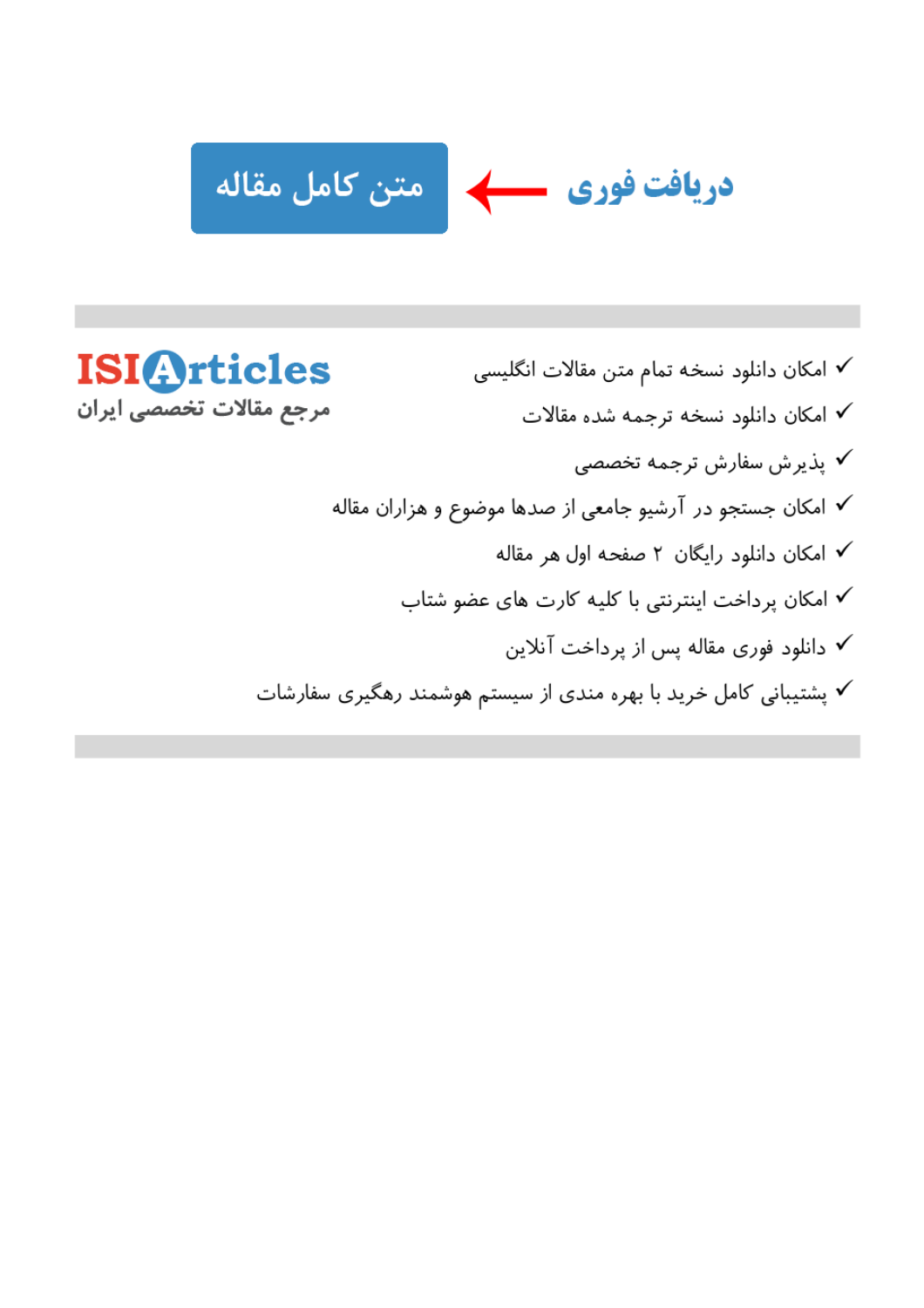دریافت فوری ← متن کامل مقاله

**ISIArticles**
مرجع مقالات تخصصی ایران

- ✓ امکان دانلود نسخه تمام متن مقالات انگلیسی
- ✓ امکان دانلود نسخه ترجمه شده مقالات
- ✓ پذیرش سفارش ترجمه تخصصی
- ✓ امکان جستجو در آرشیو جامعی از صدها موضوع و هزاران مقاله
- ✓ امکان دانلود رایگان ۲ صفحه اول هر مقاله
- ✓ امکان پرداخت اینترنتی با کلیه کارت های عضو شتاب
- ✓ دانلود فوری مقاله پس از پرداخت آنلاین
- ✓ پشتیبانی کامل خرید با بهره مندی از سیستم هوشمند رهگیری سفارشات